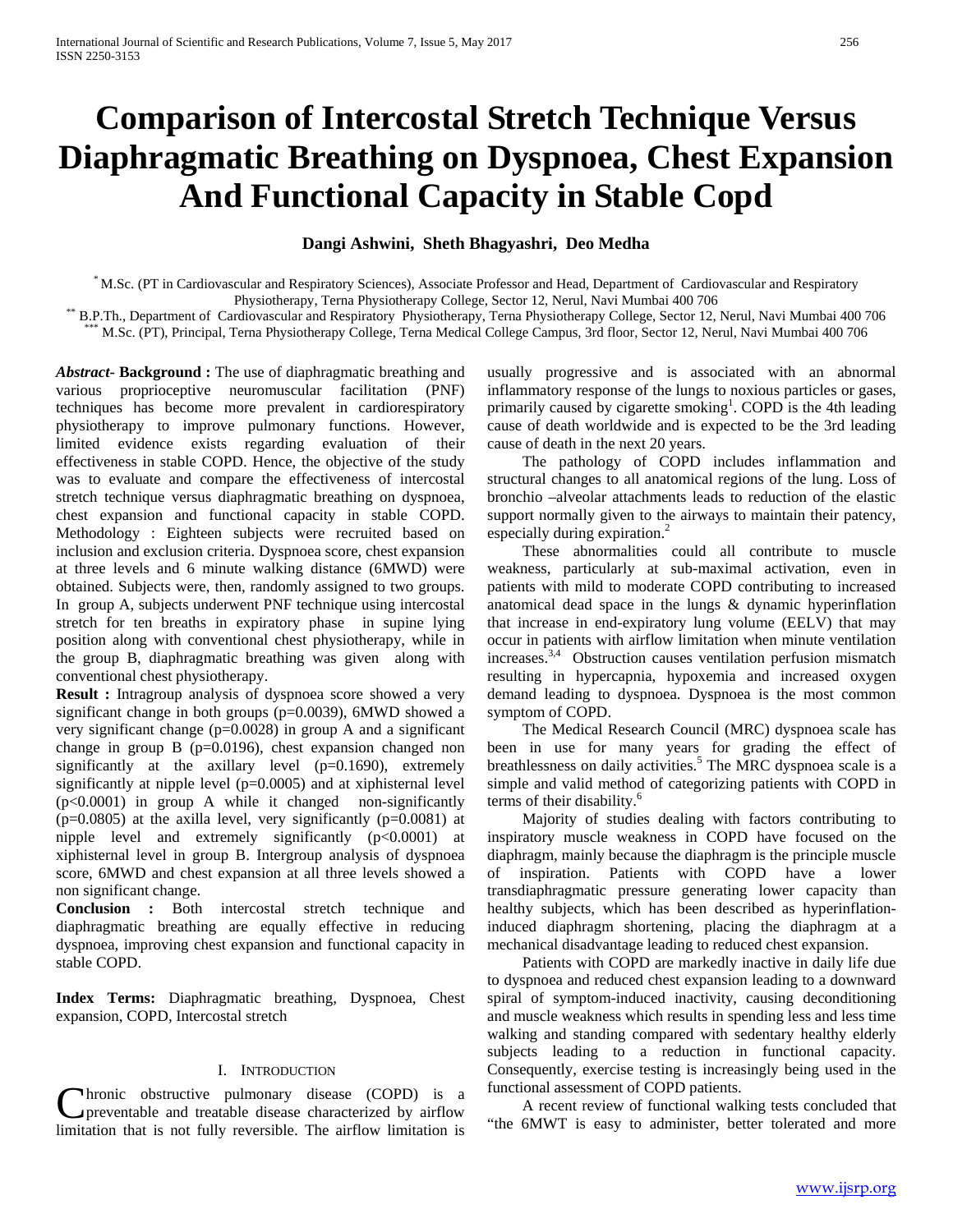# Comparison of Intercostal Stretch Technique Versus Diaphragmatic Breathing on Dyspnoea, Chest Expansion And Functional Capacity in Stable Copd

**Dangi Ashwini, Sheth Bhagyashri, Deo Medha**

[*] M.Sc. (PT in Cardiovascular and Respiratory Sciences), Associate Professor and Head, Department of Cardiovascular and Respiratory Physiotherapy, Terna Physiotherapy College, Sector 12, Nerul, Navi Mumbai 400 706

[**] B.P.Th., Department of Cardiovascular and Respiratory Physiotherapy, Terna Physiotherapy College, Sector 12, Nerul, Navi Mumbai 400 706

[***] M.Sc. (PT), Principal, Terna Physiotherapy College, Terna Medical College Campus, 3rd floor, Sector 12, Nerul, Navi Mumbai 400 706

***Abstract*- Background :** The use of diaphragmatic breathing and various proprioceptive neuromuscular facilitation (PNF) techniques has become more prevalent in cardiorespiratory physiotherapy to improve pulmonary functions. However, limited evidence exists regarding evaluation of their effectiveness in stable COPD. Hence, the objective of the study was to evaluate and compare the effectiveness of intercostal stretch technique versus diaphragmatic breathing on dyspnoea, chest expansion and functional capacity in stable COPD. Methodology : Eighteen subjects were recruited based on inclusion and exclusion criteria. Dyspnoea score, chest expansion at three levels and 6 minute walking distance (6MWD) were obtained. Subjects were, then, randomly assigned to two groups. In group A, subjects underwent PNF technique using intercostal stretch for ten breaths in expiratory phase in supine lying position along with conventional chest physiotherapy, while in the group B, diaphragmatic breathing was given along with conventional chest physiotherapy.

**Result :** Intragroup analysis of dyspnoea score showed a very significant change in both groups (p=0.0039), 6MWD showed a very significant change (p=0.0028) in group A and a significant change in group B (p=0.0196), chest expansion changed non significantly at the axillary level (p=0.1690), extremely significantly at nipple level (p=0.0005) and at xiphisternal level (p<0.0001) in group A while it changed non-significantly (p=0.0805) at the axilla level, very significantly (p=0.0081) at nipple level and extremely significantly (p<0.0001) at xiphisternal level in group B. Intergroup analysis of dyspnoea score, 6MWD and chest expansion at all three levels showed a non significant change.

**Conclusion :** Both intercostal stretch technique and diaphragmatic breathing are equally effective in reducing dyspnoea, improving chest expansion and functional capacity in stable COPD.

**Index Terms:** Diaphragmatic breathing, Dyspnoea, Chest expansion, COPD, Intercostal stretch

## I. Introduction

Chronic obstructive pulmonary disease (COPD) is a preventable and treatable disease characterized by airflow limitation that is not fully reversible. The airflow limitation is usually progressive and is associated with an abnormal inflammatory response of the lungs to noxious particles or gases, primarily caused by cigarette smoking[1]. COPD is the 4th leading cause of death worldwide and is expected to be the 3rd leading cause of death in the next 20 years.

The pathology of COPD includes inflammation and structural changes to all anatomical regions of the lung. Loss of bronchio –alveolar attachments leads to reduction of the elastic support normally given to the airways to maintain their patency, especially during expiration.[2]

These abnormalities could all contribute to muscle weakness, particularly at sub-maximal activation, even in patients with mild to moderate COPD contributing to increased anatomical dead space in the lungs & dynamic hyperinflation that increase in end-expiratory lung volume (EELV) that may occur in patients with airflow limitation when minute ventilation increases.[3,4] Obstruction causes ventilation perfusion mismatch resulting in hypercapnia, hypoxemia and increased oxygen demand leading to dyspnoea. Dyspnoea is the most common symptom of COPD.

The Medical Research Council (MRC) dyspnoea scale has been in use for many years for grading the effect of breathlessness on daily activities.[5] The MRC dyspnoea scale is a simple and valid method of categorizing patients with COPD in terms of their disability.[6]

Majority of studies dealing with factors contributing to inspiratory muscle weakness in COPD have focused on the diaphragm, mainly because the diaphragm is the principle muscle of inspiration. Patients with COPD have a lower transdiaphragmatic pressure generating lower capacity than healthy subjects, which has been described as hyperinflation-induced diaphragm shortening, placing the diaphragm at a mechanical disadvantage leading to reduced chest expansion.

Patients with COPD are markedly inactive in daily life due to dyspnoea and reduced chest expansion leading to a downward spiral of symptom-induced inactivity, causing deconditioning and muscle weakness which results in spending less and less time walking and standing compared with sedentary healthy elderly subjects leading to a reduction in functional capacity. Consequently, exercise testing is increasingly being used in the functional assessment of COPD patients.

A recent review of functional walking tests concluded that "the 6MWT is easy to administer, better tolerated and more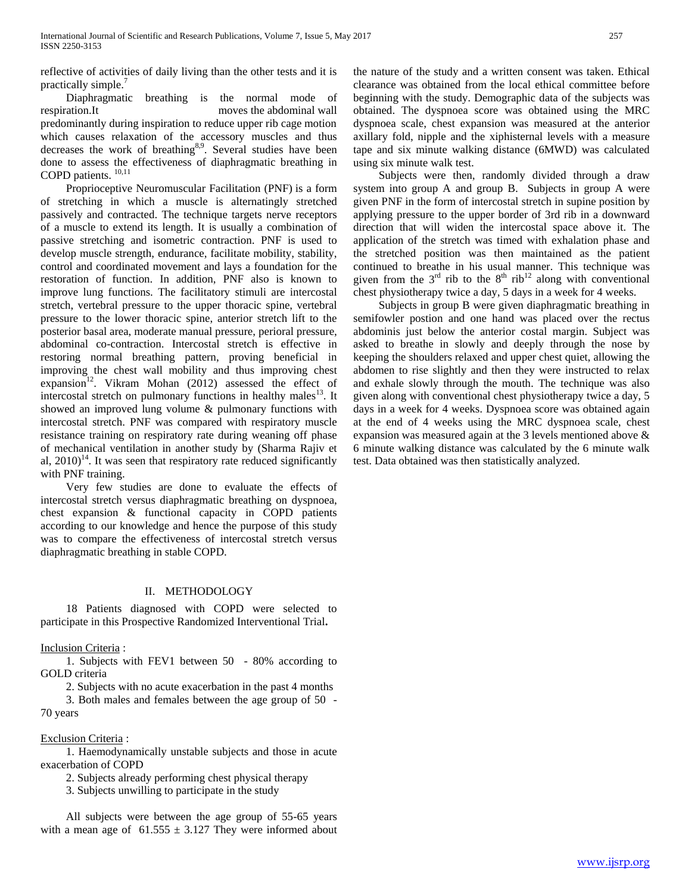reflective of activities of daily living than the other tests and it is practically simple.[7]

Diaphragmatic breathing is the normal mode of respiration.It moves the abdominal wall predominantly during inspiration to reduce upper rib cage motion which causes relaxation of the accessory muscles and thus decreases the work of breathing[8,9]. Several studies have been done to assess the effectiveness of diaphragmatic breathing in COPD patients. [10,11]

Proprioceptive Neuromuscular Facilitation (PNF) is a form of stretching in which a muscle is alternatingly stretched passively and contracted. The technique targets nerve receptors of a muscle to extend its length. It is usually a combination of passive stretching and isometric contraction. PNF is used to develop muscle strength, endurance, facilitate mobility, stability, control and coordinated movement and lays a foundation for the restoration of function. In addition, PNF also is known to improve lung functions. The facilitatory stimuli are intercostal stretch, vertebral pressure to the upper thoracic spine, vertebral pressure to the lower thoracic spine, anterior stretch lift to the posterior basal area, moderate manual pressure, perioral pressure, abdominal co-contraction. Intercostal stretch is effective in restoring normal breathing pattern, proving beneficial in improving the chest wall mobility and thus improving chest expansion[12]. Vikram Mohan (2012) assessed the effect of intercostal stretch on pulmonary functions in healthy males[13]. It showed an improved lung volume & pulmonary functions with intercostal stretch. PNF was compared with respiratory muscle resistance training on respiratory rate during weaning off phase of mechanical ventilation in another study by (Sharma Rajiv et al, 2010)[14]. It was seen that respiratory rate reduced significantly with PNF training.

Very few studies are done to evaluate the effects of intercostal stretch versus diaphragmatic breathing on dyspnoea, chest expansion & functional capacity in COPD patients according to our knowledge and hence the purpose of this study was to compare the effectiveness of intercostal stretch versus diaphragmatic breathing in stable COPD.

## II. METHODOLOGY

18 Patients diagnosed with COPD were selected to participate in this Prospective Randomized Interventional Trial**.**

Inclusion Criteria :

1. Subjects with FEV1 between 50 - 80% according to GOLD criteria
2. Subjects with no acute exacerbation in the past 4 months
3. Both males and females between the age group of 50 - 70 years

Exclusion Criteria :

1. Haemodynamically unstable subjects and those in acute exacerbation of COPD
2. Subjects already performing chest physical therapy
3. Subjects unwilling to participate in the study

All subjects were between the age group of 55-65 years with a mean age of $61.555 \pm 3.127$ They were informed about the nature of the study and a written consent was taken. Ethical clearance was obtained from the local ethical committee before beginning with the study. Demographic data of the subjects was obtained. The dyspnoea score was obtained using the MRC dyspnoea scale, chest expansion was measured at the anterior axillary fold, nipple and the xiphisternal levels with a measure tape and six minute walking distance (6MWD) was calculated using six minute walk test.

Subjects were then, randomly divided through a draw system into group A and group B. Subjects in group A were given PNF in the form of intercostal stretch in supine position by applying pressure to the upper border of 3rd rib in a downward direction that will widen the intercostal space above it. The application of the stretch was timed with exhalation phase and the stretched position was then maintained as the patient continued to breathe in his usual manner. This technique was given from the 3rd rib to the 8th rib[12] along with conventional chest physiotherapy twice a day, 5 days in a week for 4 weeks.

Subjects in group B were given diaphragmatic breathing in semifowler postion and one hand was placed over the rectus abdominis just below the anterior costal margin. Subject was asked to breathe in slowly and deeply through the nose by keeping the shoulders relaxed and upper chest quiet, allowing the abdomen to rise slightly and then they were instructed to relax and exhale slowly through the mouth. The technique was also given along with conventional chest physiotherapy twice a day, 5 days in a week for 4 weeks. Dyspnoea score was obtained again at the end of 4 weeks using the MRC dyspnoea scale, chest expansion was measured again at the 3 levels mentioned above & 6 minute walking distance was calculated by the 6 minute walk test. Data obtained was then statistically analyzed.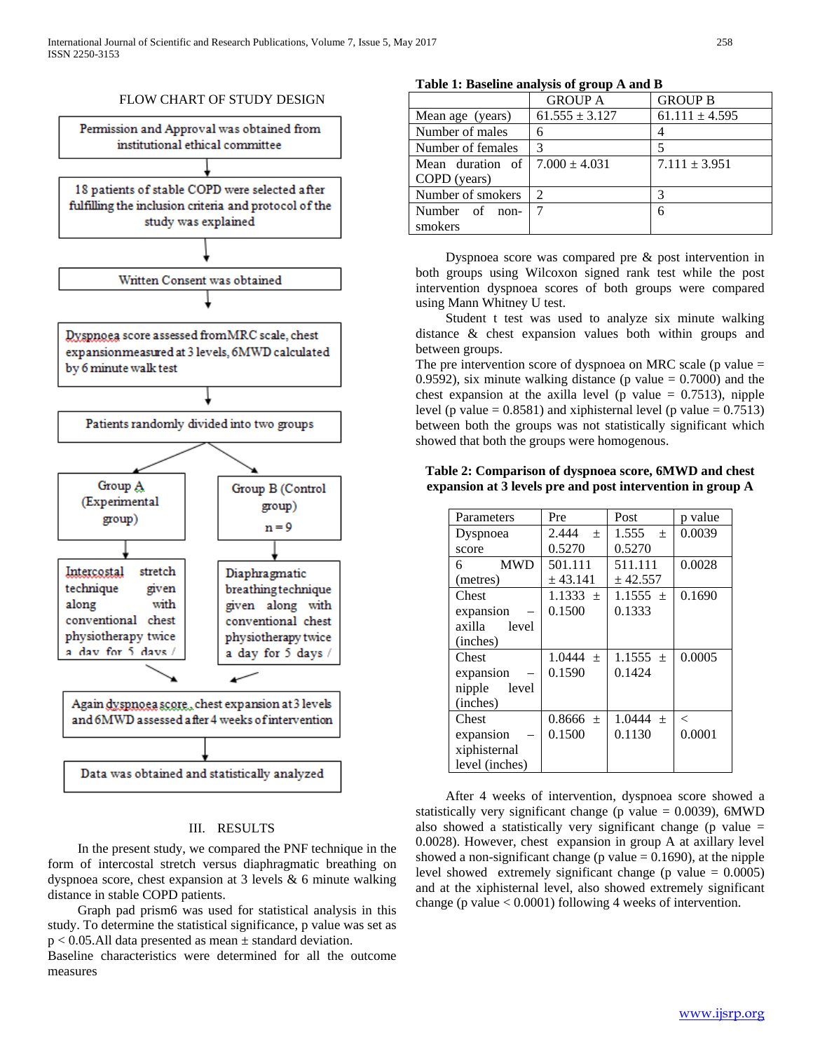FLOW CHART OF STUDY DESIGN

Permission and Approval was obtained from institutional ethical committee

↓

18 patients of stable COPD were selected after fulfilling the inclusion criteria and protocol of the study was explained

↓

Written Consent was obtained

↓

Dyspnoea score assessed from MRC scale, chest expansion measured at 3 levels, 6MWD calculated by 6 minute walk test

↓

Patients randomly divided into two groups

Group A (Experimental group) → Intercostal stretch technique given along with conventional chest physiotherapy twice a day for 5 days /

Group B (Control group) n = 9 → Diaphragmatic breathing technique given along with conventional chest physiotherapy twice a day for 5 days /

↓

Again dyspnoea score, chest expansion at 3 levels and 6MWD assessed after 4 weeks of intervention

↓

Data was obtained and statistically analyzed

## III. RESULTS

In the present study, we compared the PNF technique in the form of intercostal stretch versus diaphragmatic breathing on dyspnoea score, chest expansion at 3 levels & 6 minute walking distance in stable COPD patients.

Graph pad prism6 was used for statistical analysis in this study. To determine the statistical significance, p value was set as $p < 0.05$. All data presented as mean ± standard deviation.

Baseline characteristics were determined for all the outcome measures

**Table 1: Baseline analysis of group A and B**

| | GROUP A | GROUP B |
|---|---|---|
| Mean age (years) | 61.555 ± 3.127 | 61.111 ± 4.595 |
| Number of males | 6 | 4 |
| Number of females | 3 | 5 |
| Mean duration of COPD (years) | 7.000 ± 4.031 | 7.111 ± 3.951 |
| Number of smokers | 2 | 3 |
| Number of non-smokers | 7 | 6 |

Dyspnoea score was compared pre & post intervention in both groups using Wilcoxon signed rank test while the post intervention dyspnoea scores of both groups were compared using Mann Whitney U test.

Student t test was used to analyze six minute walking distance & chest expansion values both within groups and between groups.

The pre intervention score of dyspnoea on MRC scale (p value = 0.9592), six minute walking distance (p value = 0.7000) and the chest expansion at the axilla level (p value = 0.7513), nipple level (p value = 0.8581) and xiphisternal level (p value = 0.7513) between both the groups was not statistically significant which showed that both the groups were homogenous.

**Table 2: Comparison of dyspnoea score, 6MWD and chest expansion at 3 levels pre and post intervention in group A**

| Parameters | Pre | Post | p value |
|---|---|---|---|
| Dyspnoea score | 2.444 ± 0.5270 | 1.555 ± 0.5270 | 0.0039 |
| 6 MWD (metres) | 501.111 ± 43.141 | 511.111 ± 42.557 | 0.0028 |
| Chest expansion – axilla level (inches) | 1.1333 ± 0.1500 | 1.1555 ± 0.1333 | 0.1690 |
| Chest expansion – nipple level (inches) | 1.0444 ± 0.1590 | 1.1555 ± 0.1424 | 0.0005 |
| Chest expansion – xiphisternal level (inches) | 0.8666 ± 0.1500 | 1.0444 ± 0.1130 | < 0.0001 |

After 4 weeks of intervention, dyspnoea score showed a statistically very significant change (p value = 0.0039), 6MWD also showed a statistically very significant change (p value = 0.0028). However, chest expansion in group A at axillary level showed a non-significant change (p value = 0.1690), at the nipple level showed extremely significant change (p value = 0.0005) and at the xiphisternal level, also showed extremely significant change (p value < 0.0001) following 4 weeks of intervention.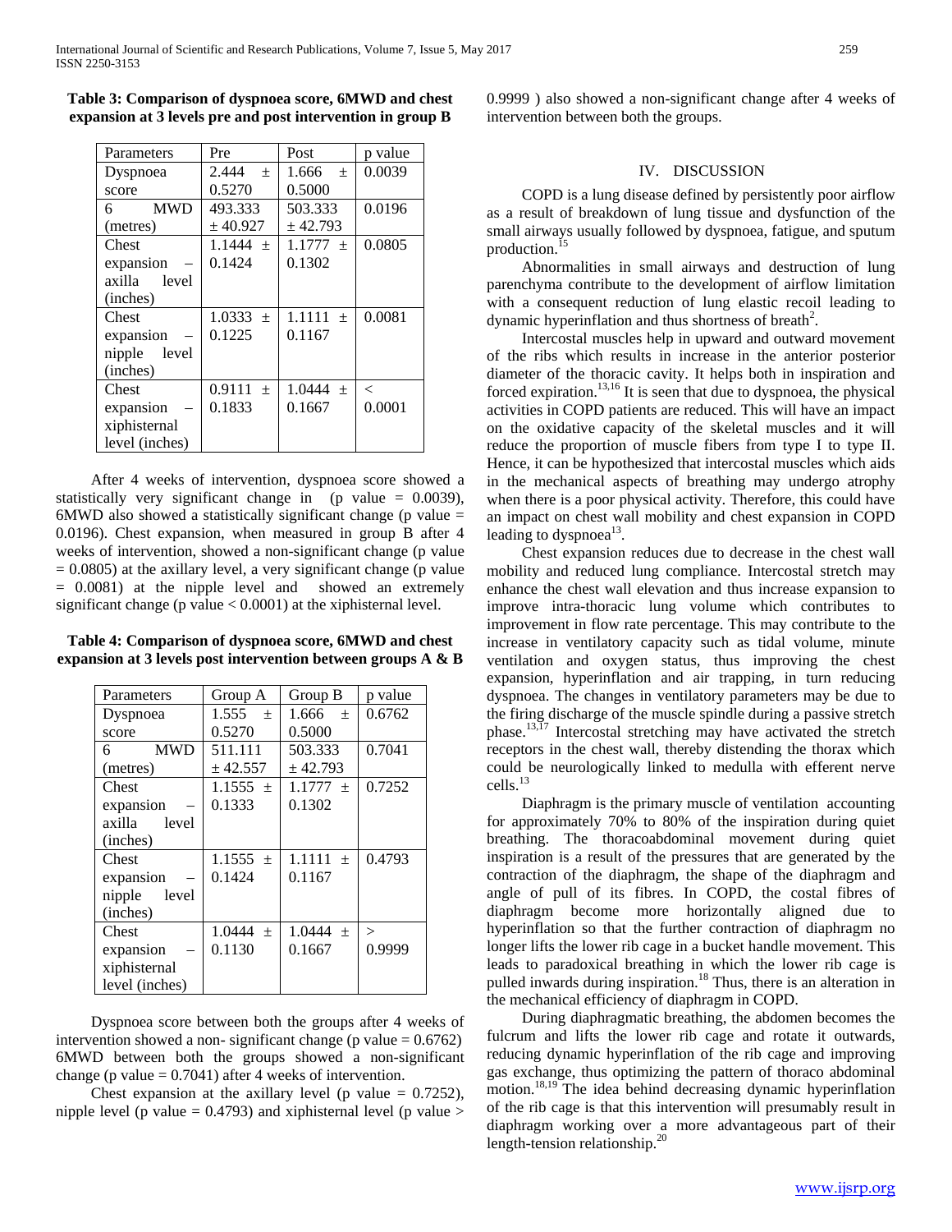**Table 3: Comparison of dyspnoea score, 6MWD and chest expansion at 3 levels pre and post intervention in group B**

| Parameters | Pre | Post | p value |
|---|---|---|---|
| Dyspnoea score | 2.444 ± 0.5270 | 1.666 ± 0.5000 | 0.0039 |
| 6 MWD (metres) | 493.333 ± 40.927 | 503.333 ± 42.793 | 0.0196 |
| Chest expansion – axilla level (inches) | 1.1444 ± 0.1424 | 1.1777 ± 0.1302 | 0.0805 |
| Chest expansion – nipple level (inches) | 1.0333 ± 0.1225 | 1.1111 ± 0.1167 | 0.0081 |
| Chest expansion – xiphisternal level (inches) | 0.9111 ± 0.1833 | 1.0444 ± 0.1667 | < 0.0001 |

After 4 weeks of intervention, dyspnoea score showed a statistically very significant change in (p value = 0.0039), 6MWD also showed a statistically significant change (p value = 0.0196). Chest expansion, when measured in group B after 4 weeks of intervention, showed a non-significant change (p value = 0.0805) at the axillary level, a very significant change (p value = 0.0081) at the nipple level and showed an extremely significant change (p value < 0.0001) at the xiphisternal level.

**Table 4: Comparison of dyspnoea score, 6MWD and chest expansion at 3 levels post intervention between groups A & B**

| Parameters | Group A | Group B | p value |
|---|---|---|---|
| Dyspnoea score | 1.555 ± 0.5270 | 1.666 ± 0.5000 | 0.6762 |
| 6 MWD (metres) | 511.111 ± 42.557 | 503.333 ± 42.793 | 0.7041 |
| Chest expansion – axilla level (inches) | 1.1555 ± 0.1333 | 1.1777 ± 0.1302 | 0.7252 |
| Chest expansion – nipple level (inches) | 1.1555 ± 0.1424 | 1.1111 ± 0.1167 | 0.4793 |
| Chest expansion – xiphisternal level (inches) | 1.0444 ± 0.1130 | 1.0444 ± 0.1667 | > 0.9999 |

Dyspnoea score between both the groups after 4 weeks of intervention showed a non- significant change (p value = 0.6762) 6MWD between both the groups showed a non-significant change (p value = 0.7041) after 4 weeks of intervention.

Chest expansion at the axillary level (p value = 0.7252), nipple level (p value = 0.4793) and xiphisternal level (p value > 0.9999 ) also showed a non-significant change after 4 weeks of intervention between both the groups.

## IV. DISCUSSION

COPD is a lung disease defined by persistently poor airflow as a result of breakdown of lung tissue and dysfunction of the small airways usually followed by dyspnoea, fatigue, and sputum production.[15]

Abnormalities in small airways and destruction of lung parenchyma contribute to the development of airflow limitation with a consequent reduction of lung elastic recoil leading to dynamic hyperinflation and thus shortness of breath[2].

Intercostal muscles help in upward and outward movement of the ribs which results in increase in the anterior posterior diameter of the thoracic cavity. It helps both in inspiration and forced expiration.[13,16] It is seen that due to dyspnoea, the physical activities in COPD patients are reduced. This will have an impact on the oxidative capacity of the skeletal muscles and it will reduce the proportion of muscle fibers from type I to type II. Hence, it can be hypothesized that intercostal muscles which aids in the mechanical aspects of breathing may undergo atrophy when there is a poor physical activity. Therefore, this could have an impact on chest wall mobility and chest expansion in COPD leading to dyspnoea[13].

Chest expansion reduces due to decrease in the chest wall mobility and reduced lung compliance. Intercostal stretch may enhance the chest wall elevation and thus increase expansion to improve intra-thoracic lung volume which contributes to improvement in flow rate percentage. This may contribute to the increase in ventilatory capacity such as tidal volume, minute ventilation and oxygen status, thus improving the chest expansion, hyperinflation and air trapping, in turn reducing dyspnoea. The changes in ventilatory parameters may be due to the firing discharge of the muscle spindle during a passive stretch phase.[13,17] Intercostal stretching may have activated the stretch receptors in the chest wall, thereby distending the thorax which could be neurologically linked to medulla with efferent nerve cells.[13]

Diaphragm is the primary muscle of ventilation accounting for approximately 70% to 80% of the inspiration during quiet breathing. The thoracoabdominal movement during quiet inspiration is a result of the pressures that are generated by the contraction of the diaphragm, the shape of the diaphragm and angle of pull of its fibres. In COPD, the costal fibres of diaphragm become more horizontally aligned due to hyperinflation so that the further contraction of diaphragm no longer lifts the lower rib cage in a bucket handle movement. This leads to paradoxical breathing in which the lower rib cage is pulled inwards during inspiration.[18] Thus, there is an alteration in the mechanical efficiency of diaphragm in COPD.

During diaphragmatic breathing, the abdomen becomes the fulcrum and lifts the lower rib cage and rotate it outwards, reducing dynamic hyperinflation of the rib cage and improving gas exchange, thus optimizing the pattern of thoraco abdominal motion.[18,19] The idea behind decreasing dynamic hyperinflation of the rib cage is that this intervention will presumably result in diaphragm working over a more advantageous part of their length-tension relationship.[20]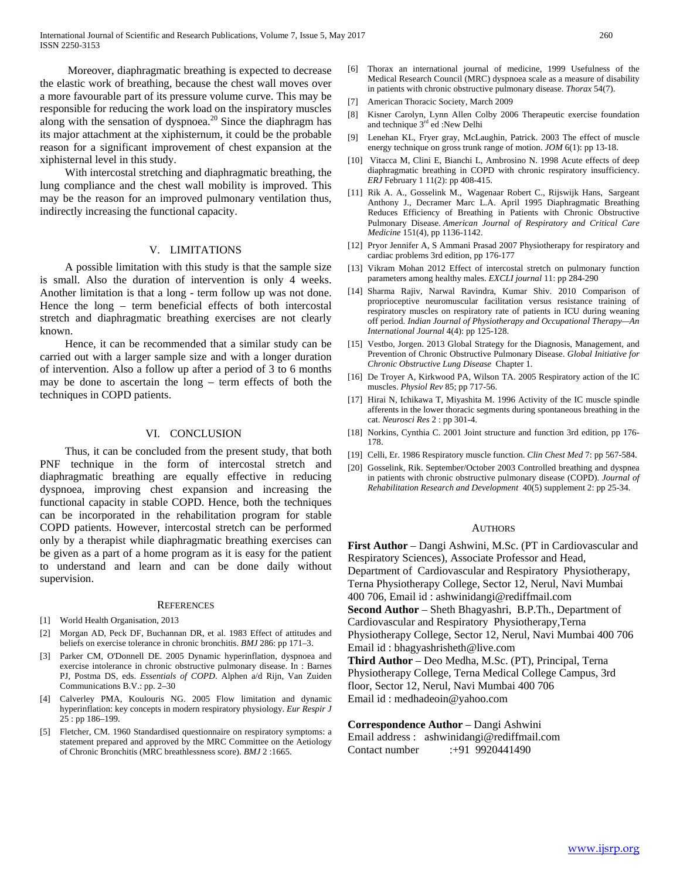Moreover, diaphragmatic breathing is expected to decrease the elastic work of breathing, because the chest wall moves over a more favourable part of its pressure volume curve. This may be responsible for reducing the work load on the inspiratory muscles along with the sensation of dyspnoea.[20] Since the diaphragm has its major attachment at the xiphisternum, it could be the probable reason for a significant improvement of chest expansion at the xiphisternal level in this study.

With intercostal stretching and diaphragmatic breathing, the lung compliance and the chest wall mobility is improved. This may be the reason for an improved pulmonary ventilation thus, indirectly increasing the functional capacity.

## V. LIMITATIONS

A possible limitation with this study is that the sample size is small. Also the duration of intervention is only 4 weeks. Another limitation is that a long - term follow up was not done. Hence the long – term beneficial effects of both intercostal stretch and diaphragmatic breathing exercises are not clearly known.

Hence, it can be recommended that a similar study can be carried out with a larger sample size and with a longer duration of intervention. Also a follow up after a period of 3 to 6 months may be done to ascertain the long – term effects of both the techniques in COPD patients.

## VI. CONCLUSION

Thus, it can be concluded from the present study, that both PNF technique in the form of intercostal stretch and diaphragmatic breathing are equally effective in reducing dyspnoea, improving chest expansion and increasing the functional capacity in stable COPD. Hence, both the techniques can be incorporated in the rehabilitation program for stable COPD patients. However, intercostal stretch can be performed only by a therapist while diaphragmatic breathing exercises can be given as a part of a home program as it is easy for the patient to understand and learn and can be done daily without supervision.

## REFERENCES

[1] World Health Organisation, 2013

[2] Morgan AD, Peck DF, Buchannan DR, et al. 1983 Effect of attitudes and beliefs on exercise tolerance in chronic bronchitis. *BMJ* 286: pp 171–3.

[3] Parker CM, O'Donnell DE. 2005 Dynamic hyperinflation, dyspnoea and exercise intolerance in chronic obstructive pulmonary disease. In : Barnes PJ, Postma DS, eds. *Essentials of COPD*. Alphen a/d Rijn, Van Zuiden Communications B.V.: pp. 2–30

[4] Calverley PMA, Koulouris NG. 2005 Flow limitation and dynamic hyperinflation: key concepts in modern respiratory physiology. *Eur Respir J* 25 : pp 186–199.

[5] Fletcher, CM. 1960 Standardised questionnaire on respiratory symptoms: a statement prepared and approved by the MRC Committee on the Aetiology of Chronic Bronchitis (MRC breathlessness score). *BMJ* 2 :1665.

[6] Thorax an international journal of medicine, 1999 Usefulness of the Medical Research Council (MRC) dyspnoea scale as a measure of disability in patients with chronic obstructive pulmonary disease. *Thorax* 54(7).

[7] American Thoracic Society, March 2009

[8] Kisner Carolyn, Lynn Allen Colby 2006 Therapeutic exercise foundation and technique 3rd ed :New Delhi

[9] Lenehan KL, Fryer gray, McLaughin, Patrick. 2003 The effect of muscle energy technique on gross trunk range of motion. *JOM* 6(1): pp 13-18.

[10] Vitacca M, Clini E, Bianchi L, Ambrosino N. 1998 Acute effects of deep diaphragmatic breathing in COPD with chronic respiratory insufficiency. *ERJ* February 1 11(2): pp 408-415.

[11] Rik A. A., Gosselink M., Wagenaar Robert C., Rijswijk Hans, Sargeant Anthony J., Decramer Marc L.A. April 1995 Diaphragmatic Breathing Reduces Efficiency of Breathing in Patients with Chronic Obstructive Pulmonary Disease. *American Journal of Respiratory and Critical Care Medicine* 151(4), pp 1136-1142.

[12] Pryor Jennifer A, S Ammani Prasad 2007 Physiotherapy for respiratory and cardiac problems 3rd edition, pp 176-177

[13] Vikram Mohan 2012 Effect of intercostal stretch on pulmonary function parameters among healthy males. *EXCLI journal* 11: pp 284-290

[14] Sharma Rajiv, Narwal Ravindra, Kumar Shiv. 2010 Comparison of proprioceptive neuromuscular facilitation versus resistance training of respiratory muscles on respiratory rate of patients in ICU during weaning off period. *Indian Journal of Physiotherapy and Occupational Therapy—An International Journal* 4(4): pp 125-128.

[15] Vestbo, Jorgen. 2013 Global Strategy for the Diagnosis, Management, and Prevention of Chronic Obstructive Pulmonary Disease. *Global Initiative for Chronic Obstructive Lung Disease* Chapter 1.

[16] De Troyer A, Kirkwood PA, Wilson TA. 2005 Respiratory action of the IC muscles. *Physiol Rev* 85; pp 717-56.

[17] Hirai N, Ichikawa T, Miyashita M. 1996 Activity of the IC muscle spindle afferents in the lower thoracic segments during spontaneous breathing in the cat. *Neurosci Res* 2 : pp 301-4.

[18] Norkins, Cynthia C. 2001 Joint structure and function 3rd edition, pp 176-178.

[19] Celli, Er. 1986 Respiratory muscle function. *Clin Chest Med* 7: pp 567-584.

[20] Gosselink, Rik. September/October 2003 Controlled breathing and dyspnea in patients with chronic obstructive pulmonary disease (COPD). *Journal of Rehabilitation Research and Development* 40(5) supplement 2: pp 25-34.

## AUTHORS

**First Author** – Dangi Ashwini, M.Sc. (PT in Cardiovascular and Respiratory Sciences), Associate Professor and Head, Department of Cardiovascular and Respiratory Physiotherapy, Terna Physiotherapy College, Sector 12, Nerul, Navi Mumbai 400 706, Email id : ashwinidangi@rediffmail.com

**Second Author** – Sheth Bhagyashri, B.P.Th., Department of Cardiovascular and Respiratory Physiotherapy,Terna Physiotherapy College, Sector 12, Nerul, Navi Mumbai 400 706 Email id : bhagyashrisheth@live.com

**Third Author** – Deo Medha, M.Sc. (PT), Principal, Terna Physiotherapy College, Terna Medical College Campus, 3rd floor, Sector 12, Nerul, Navi Mumbai 400 706 Email id : medhadeoin@yahoo.com

**Correspondence Author** – Dangi Ashwini
Email address : ashwinidangi@rediffmail.com
Contact number :+91 9920441490